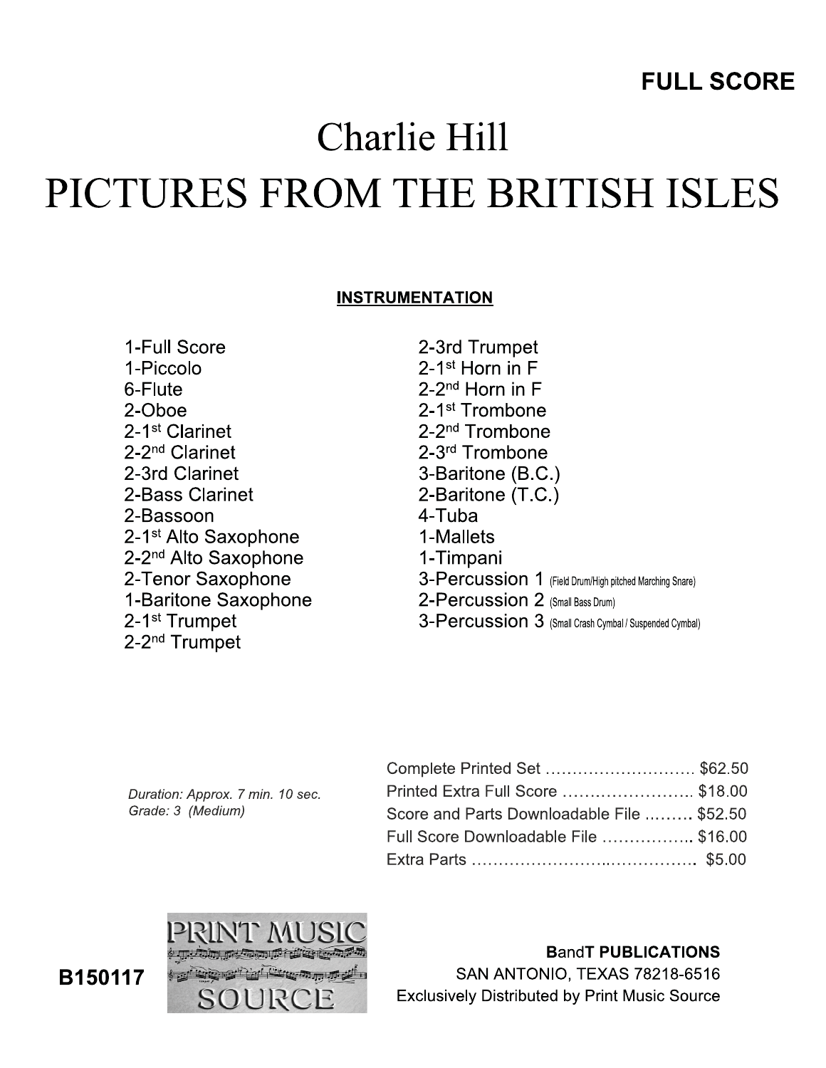**FULL SCORE**

# Charlie Hill

# PICTURES FROM THE BRITISH ISLES

## INSTRUMENTATION

- 1-Full Score
- 1-Piccolo
- 6-Flute
- 2-Oboe
- 2-1st Clarinet
- 2-2nd Clarinet
- 2-3rd Clarinet
- 2-Bass Clarinet
- 2-Bassoon
- 2-1st Alto Saxophone
- 2-2nd Alto Saxophone
- 2-Tenor Saxophone
- 1-Baritone Saxophone
- 2-1st Trumpet
- 2-2nd Trumpet
- 2-3rd Trumpet
- 2-1st Horn in F
- 2-2nd Horn in F
- 2-1st Trombone
- 2-2nd Trombone
- 2-3rd Trombone
- 3-Baritone (B.C.)
- 2-Baritone (T.C.)
- 4-Tuba
- 1-Mallets
- 1-Timpani
- 3-Percussion 1 (Field Drum/High pitched Marching Snare)
- 2-Percussion 2 (Small Bass Drum)
- 3-Percussion 3 (Small Crash Cymbal / Suspended Cymbal)

*Duration: Approx. 7 min. 10 sec.*
*Grade: 3 (Medium)*

Complete Printed Set ............................ $62.50
Printed Extra Full Score ........................ $18.00
Score and Parts Downloadable File .......... $52.50
Full Score Downloadable File ................. $16.00
Extra Parts .............................................. $5.00

PRINT MUSIC SOURCE

**B150117**

**BandT PUBLICATIONS**
SAN ANTONIO, TEXAS 78218-6516
Exclusively Distributed by Print Music Source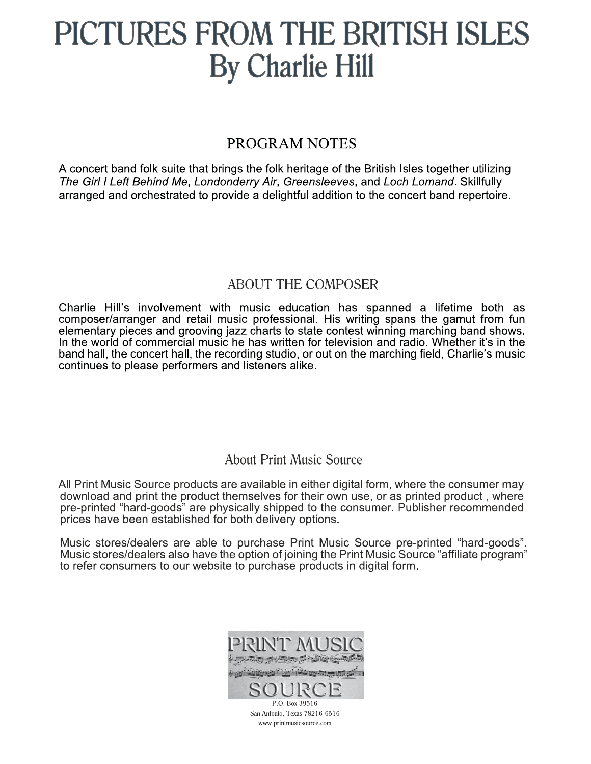# PICTURES FROM THE BRITISH ISLES
# By Charlie Hill

## PROGRAM NOTES

A concert band folk suite that brings the folk heritage of the British Isles together utilizing *The Girl I Left Behind Me*, *Londonderry Air*, *Greensleeves*, and *Loch Lomand*. Skillfully arranged and orchestrated to provide a delightful addition to the concert band repertoire.

## ABOUT THE COMPOSER

Charlie Hill's involvement with music education has spanned a lifetime both as composer/arranger and retail music professional. His writing spans the gamut from fun elementary pieces and grooving jazz charts to state contest winning marching band shows. In the world of commercial music he has written for television and radio. Whether it's in the band hall, the concert hall, the recording studio, or out on the marching field, Charlie's music continues to please performers and listeners alike.

## About Print Music Source

All Print Music Source products are available in either digital form, where the consumer may download and print the product themselves for their own use, or as printed product , where pre-printed "hard-goods" are physically shipped to the consumer. Publisher recommended prices have been established for both delivery options.

Music stores/dealers are able to purchase Print Music Source pre-printed "hard-goods". Music stores/dealers also have the option of joining the Print Music Source "affiliate program" to refer consumers to our website to purchase products in digital form.

PRINT MUSIC SOURCE

P.O. Box 39516
San Antonio, Texas 78216-6516
www.printmusicsource.com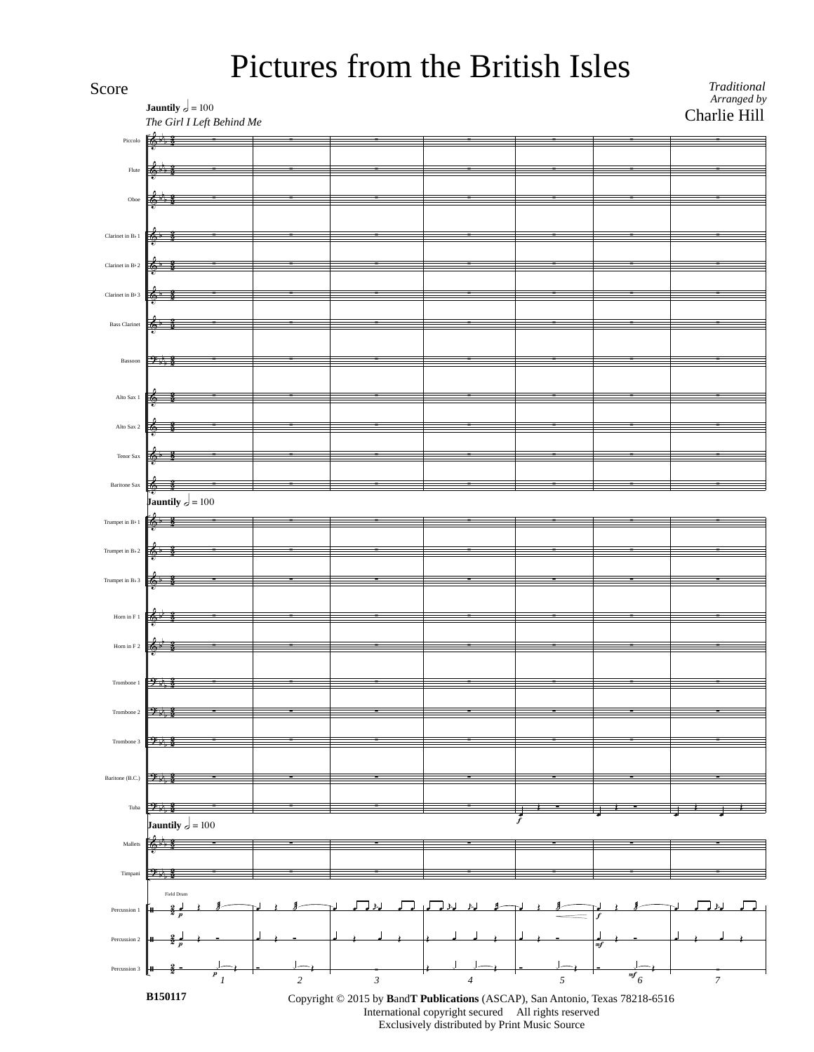# Pictures from the British Isles

Score

*Traditional*
*Arranged by*
Charlie Hill

**Jauntily** 𝅗𝅥 = 100
*The Girl I Left Behind Me*

Piccolo
Flute
Oboe
Clarinet in B♭ 1
Clarinet in B♭ 2
Clarinet in B♭ 3
Bass Clarinet
Bassoon
Alto Sax 1
Alto Sax 2
Tenor Sax
Baritone Sax

**Jauntily** 𝅗𝅥 = 100

Trumpet in B♭ 1
Trumpet in B♭ 2
Trumpet in B♭ 3
Horn in F 1
Horn in F 2
Trombone 1
Trombone 2
Trombone 3
Baritone (B.C.)
Tuba

**Jauntily** 𝅗𝅥 = 100

Mallets
Timpani
Field Drum
Percussion 1
Percussion 2
Percussion 3

1 2 3 4 5 6 7

B150117

Copyright © 2015 by **B**and**T Publications** (ASCAP), San Antonio, Texas 78218-6516
International copyright secured All rights reserved
Exclusively distributed by Print Music Source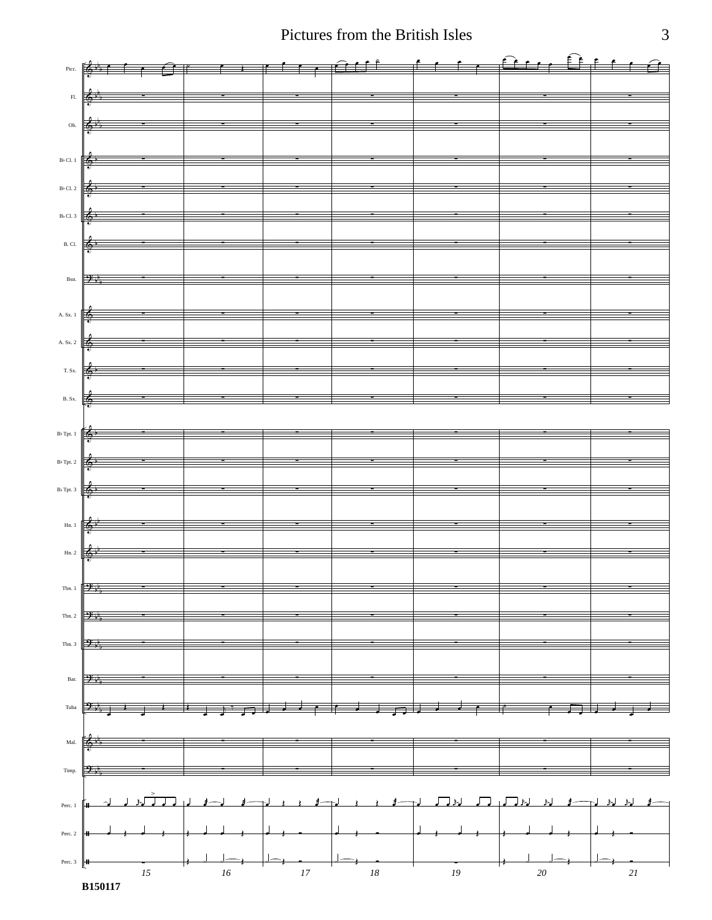Picc.

Fl.

Ob.

B♭ Cl. 1

B♭ Cl. 2

B♭ Cl. 3

B. Cl.

Bsn.

A. Sx. 1

A. Sx. 2

T. Sx.

B. Sx.

B♭ Tpt. 1

B♭ Tpt. 2

B♭ Tpt. 3

Hn. 1

Hn. 2

Tbn. 1

Tbn. 2

Tbn. 3

Bar.

Tuba

Mal.

Timp.

Perc. 1

Perc. 2

Perc. 3

15 16 17 18 19 20 21

B150117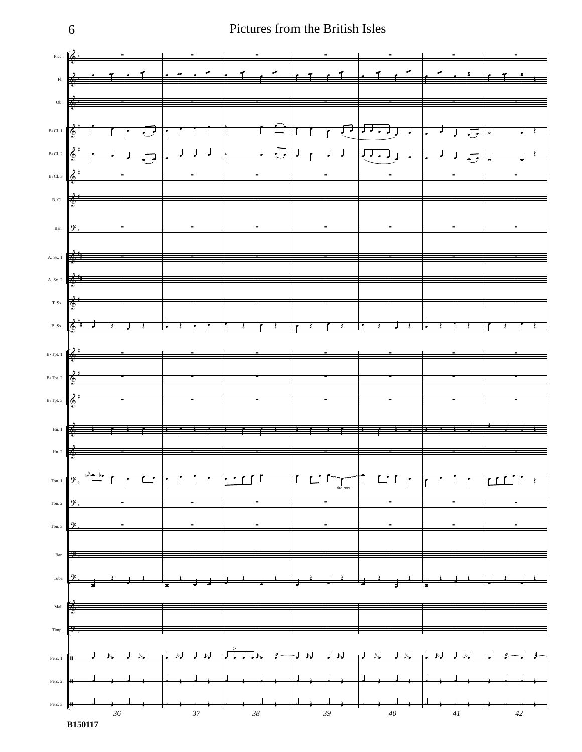Picc.

Fl.

Ob.

B♭ Cl. 1

B♭ Cl. 2

B♭ Cl. 3

B. Cl.

Bsn.

A. Sx. 1

A. Sx. 2

T. Sx.

B. Sx.

B♭ Tpt. 1

B♭ Tpt. 2

B♭ Tpt. 3

Hn. 1

Hn. 2

Tbn. 1

*6th pos.*

Tbn. 2

Tbn. 3

Bar.

Tuba

Mal.

Timp.

Perc. 1

Perc. 2

Perc. 3

36 37 38 39 40 41 42

B150117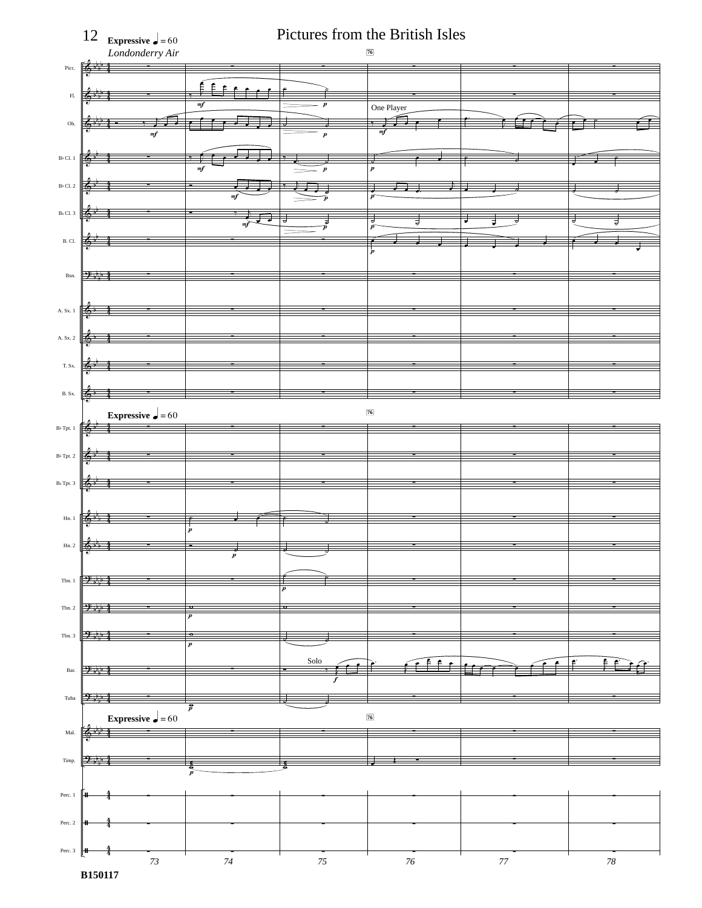# Pictures from the British Isles

**Expressive** ♩ = 60

*Londonderry Air*

76

Picc.

Fl.

Ob.

One Player

B♭ Cl. 1

B♭ Cl. 2

B♭ Cl. 3

B. Cl.

Bsn.

A. Sx. 1

A. Sx. 2

T. Sx.

B. Sx.

**Expressive** ♩ = 60

76

B♭ Tpt. 1

B♭ Tpt. 2

B♭ Tpt. 3

Hn. 1

Hn. 2

Tbn. 1

Tbn. 2

Tbn. 3

Bar.

Solo

Tuba

**Expressive** ♩ = 60

76

Mal.

Timp.

Perc. 1

Perc. 2

Perc. 3

73 74 75 76 77 78

**B150117**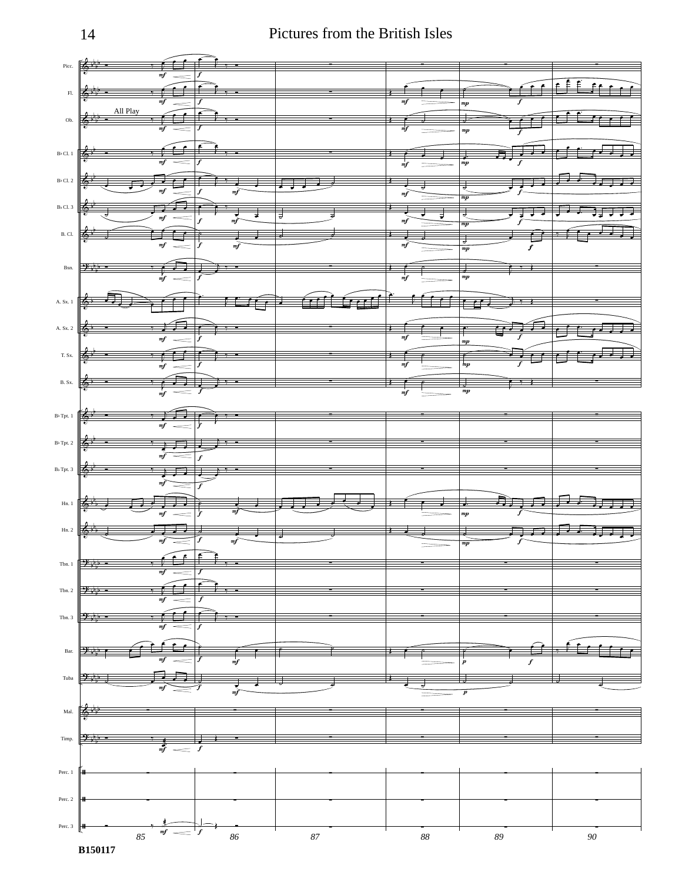All Play

B150117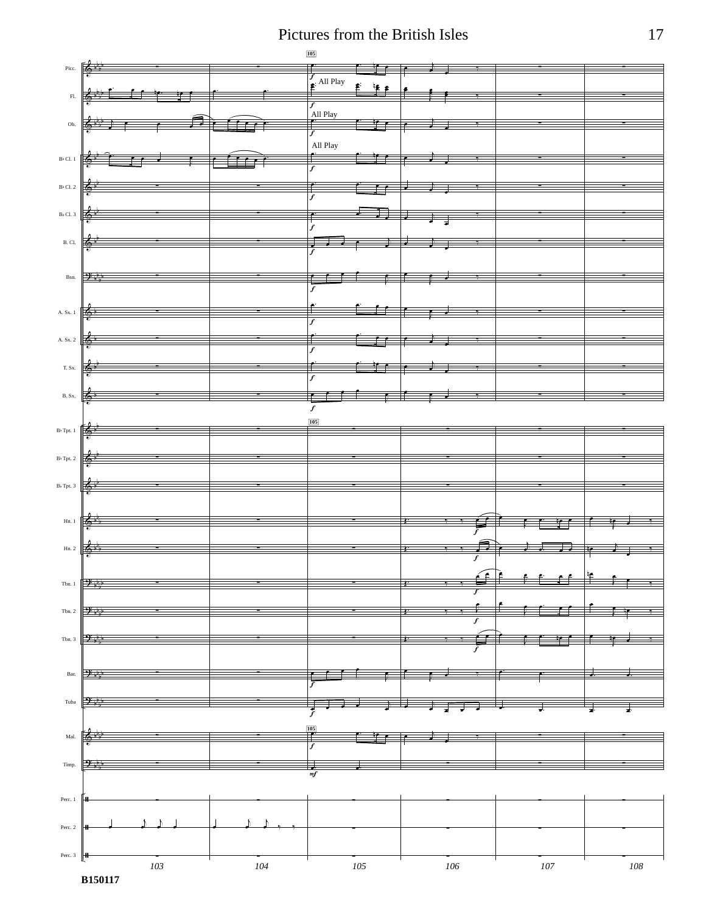Picc.

Fl.

Ob.

B♭ Cl. 1

B♭ Cl. 2

B♭ Cl. 3

B. Cl.

Bsn.

A. Sx. 1

A. Sx. 2

T. Sx.

B. Sx.

B♭ Tpt. 1

B♭ Tpt. 2

B♭ Tpt. 3

Hn. 1

Hn. 2

Tbn. 1

Tbn. 2

Tbn. 3

Bar.

Tuba

Mal.

Timp.

Perc. 1

Perc. 2

Perc. 3

105

All Play

All Play

All Play

*f*

*mf*

103 104 105 106 107 108

B150117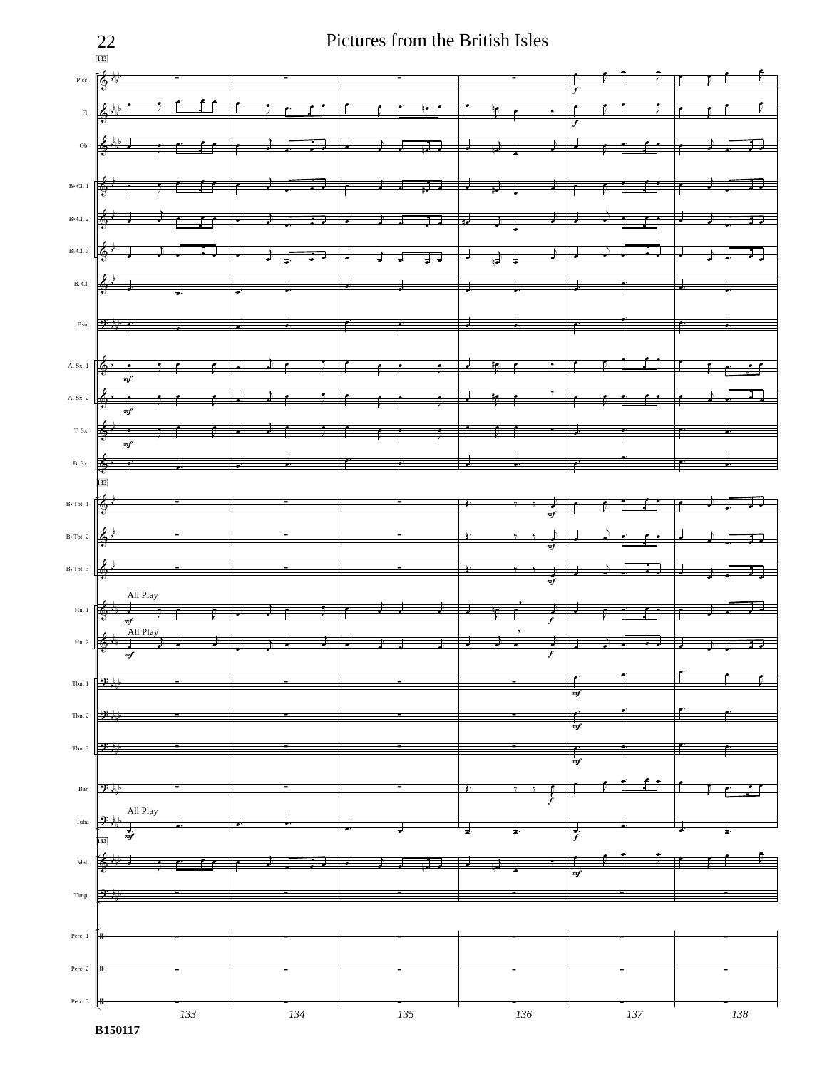133

Picc.

Fl.

Ob.

B♭ Cl. 1

B♭ Cl. 2

B♭ Cl. 3

B. Cl.

Bsn.

A. Sx. 1

A. Sx. 2

T. Sx.

B. Sx.

B♭ Tpt. 1

B♭ Tpt. 2

B♭ Tpt. 3

Hn. 1

All Play

Hn. 2

All Play

Tbn. 1

Tbn. 2

Tbn. 3

Bar.

Tuba

All Play

Mal.

Timp.

Perc. 1

Perc. 2

Perc. 3

133 134 135 136 137 138

B150117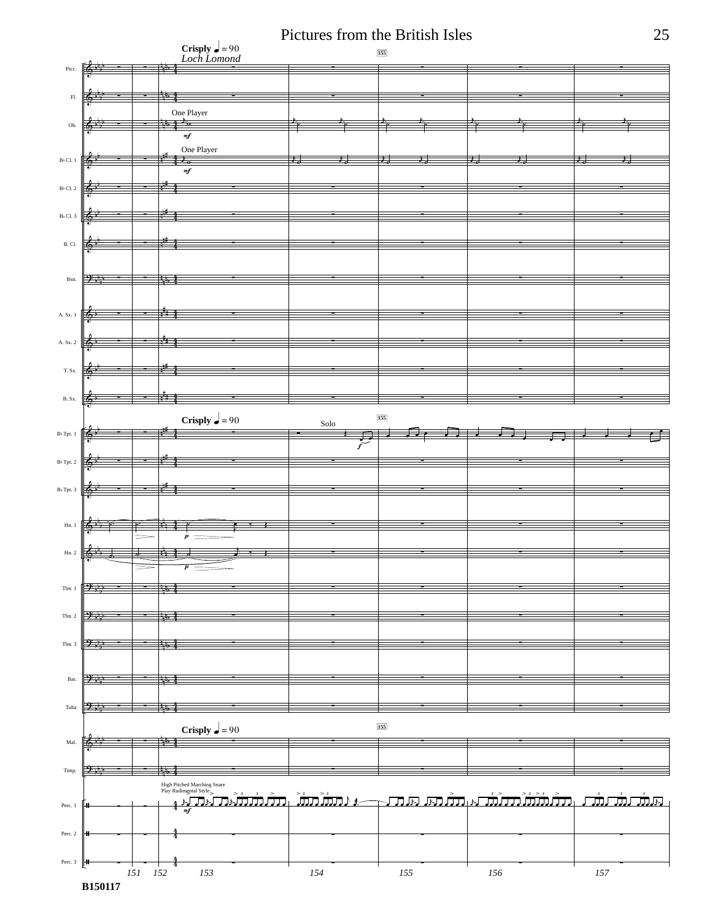Crisply ♩ = 90

*Loch Lomond*

155

One Player

*mf*

One Player

*mf*

Crisply ♩ = 90

Solo

*f*

*p*

*p*

Crisply ♩ = 90

High Pitched Marching Snare
Play Rudimental Style

*mf*

151 152 153 154 155 156 157

**B150117**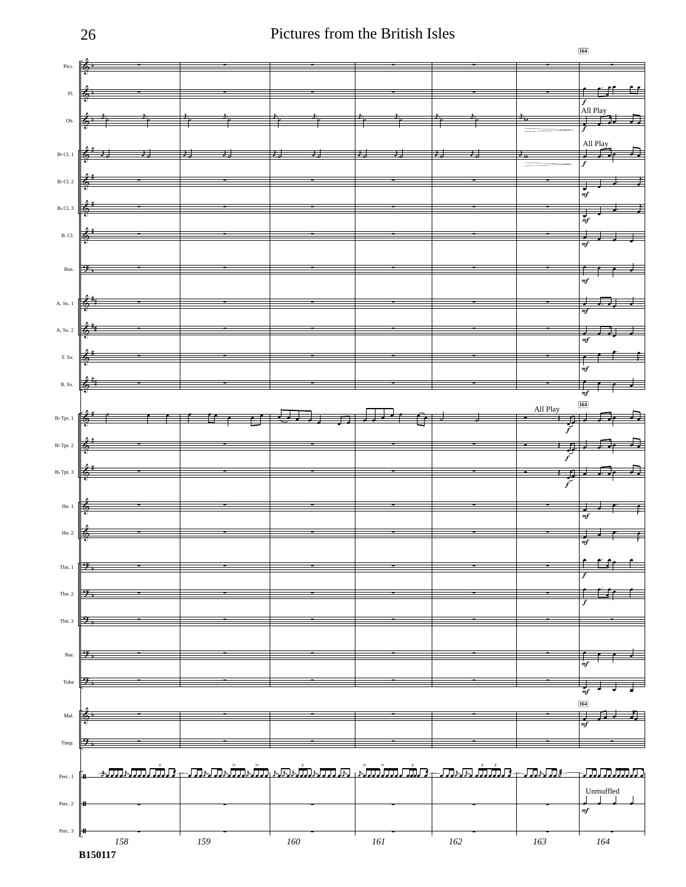# Pictures from the British Isles

Picc. · Fl. · Ob. · B♭ Cl. 1 · B♭ Cl. 2 · B♭ Cl. 3 · B. Cl. · Bsn. · A. Sx. 1 · A. Sx. 2 · T. Sx. · B. Sx. · B♭ Tpt. 1 · B♭ Tpt. 2 · B♭ Tpt. 3 · Hn. 1 · Hn. 2 · Tbn. 1 · Tbn. 2 · Tbn. 3 · Bar. · Tuba · Mal. · Timp. · Perc. 1 · Perc. 2 · Perc. 3

164

All Play

All Play

All Play

Unmuffled

158 159 160 161 162 163 164

B150117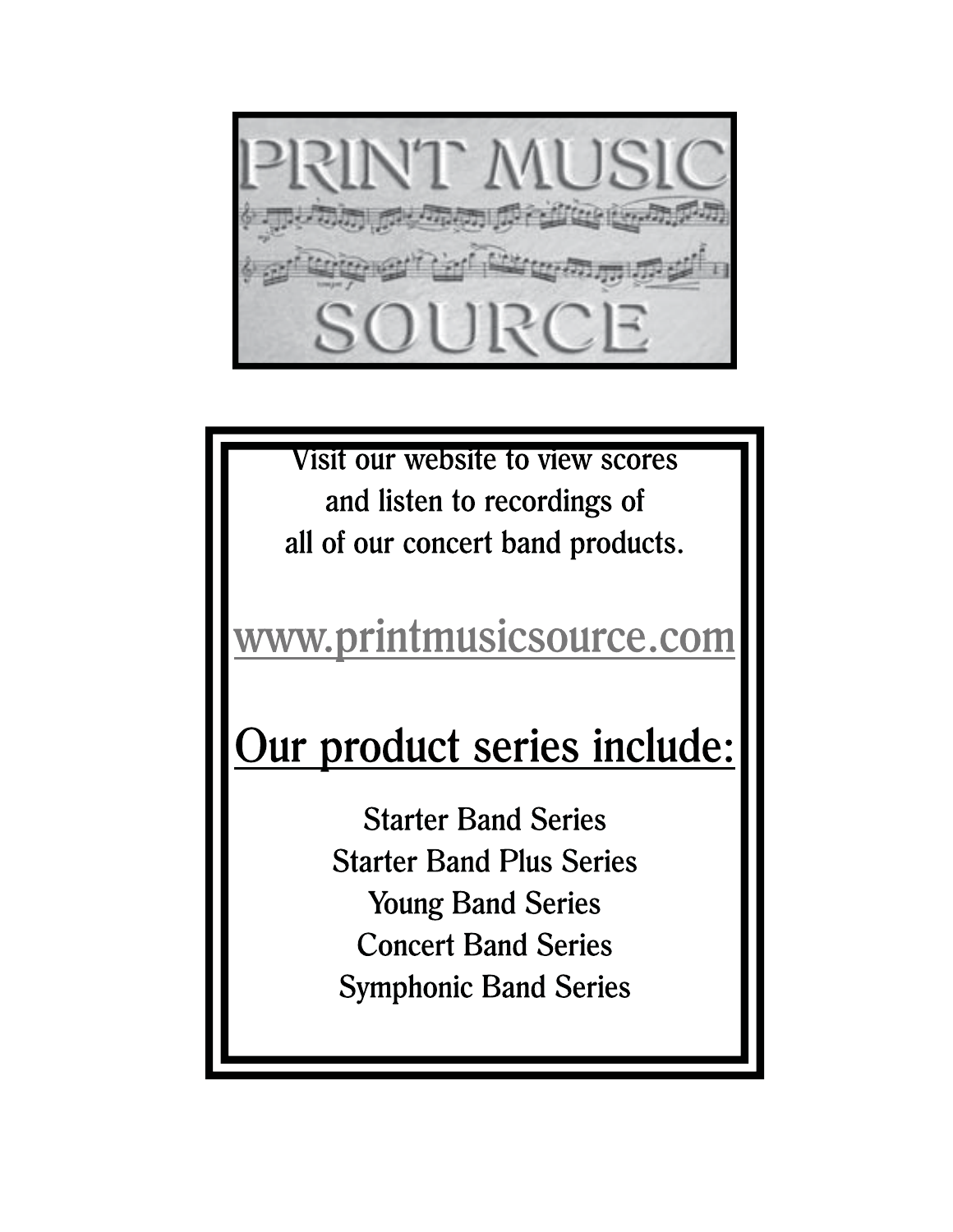PRINT MUSIC SOURCE

Visit our website to view scores
and listen to recordings of
all of our concert band products.

www.printmusicsource.com

## Our product series include:

Starter Band Series
Starter Band Plus Series
Young Band Series
Concert Band Series
Symphonic Band Series